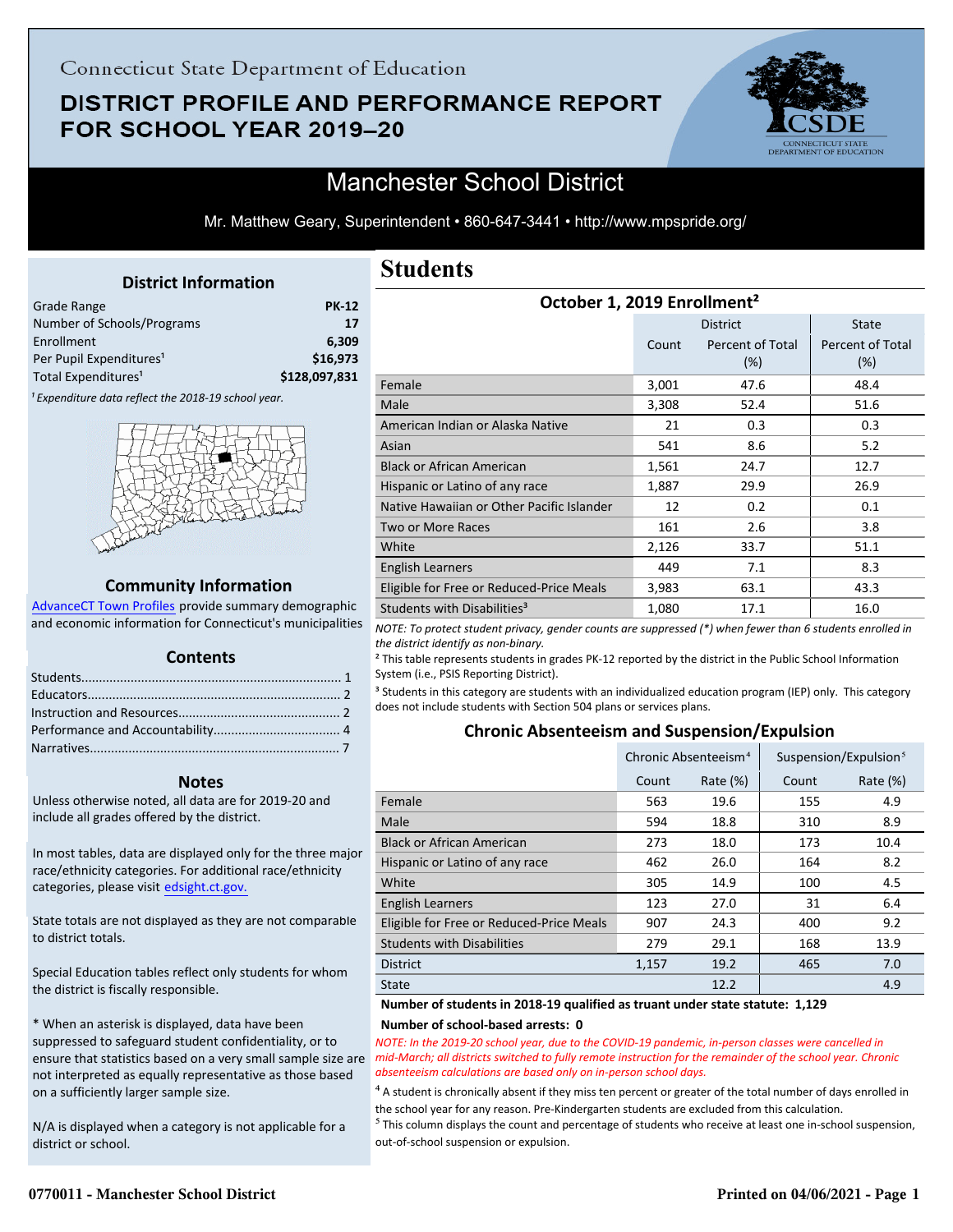Connecticut State Department of Education

# DISTRICT PROFILE AND PERFORMANCE REPORT FOR SCHOOL YEAR 2019–20

## Manchester School District

Mr. Matthew Geary, Superintendent • 860-647-3441 • http://www.mpspride.org/

### District Information

| | |
|---|---|
| Grade Range | PK-12 |
| Number of Schools/Programs | 17 |
| Enrollment | 6,309 |
| Per Pupil Expenditures[1] | $16,973 |
| Total Expenditures[1] | $128,097,831 |

[1] *Expenditure data reflect the 2018-19 school year.*

### Community Information

AdvanceCT Town Profiles provide summary demographic and economic information for Connecticut's municipalities

### Contents

Students........................................................................ 1
Educators........................................................................ 2
Instruction and Resources............................................. 2
Performance and Accountability.................................... 4
Narratives...................................................................... 7

### Notes

Unless otherwise noted, all data are for 2019-20 and include all grades offered by the district.

In most tables, data are displayed only for the three major race/ethnicity categories. For additional race/ethnicity categories, please visit edsight.ct.gov.

State totals are not displayed as they are not comparable to district totals.

Special Education tables reflect only students for whom the district is fiscally responsible.

* When an asterisk is displayed, data have been suppressed to safeguard student confidentiality, or to ensure that statistics based on a very small sample size are not interpreted as equally representative as those based on a sufficiently larger sample size.

N/A is displayed when a category is not applicable for a district or school.

# Students

### October 1, 2019 Enrollment[2]

| | District | | State |
|---|---|---|---|
| | Count | Percent of Total (%) | Percent of Total (%) |
| Female | 3,001 | 47.6 | 48.4 |
| Male | 3,308 | 52.4 | 51.6 |
| American Indian or Alaska Native | 21 | 0.3 | 0.3 |
| Asian | 541 | 8.6 | 5.2 |
| Black or African American | 1,561 | 24.7 | 12.7 |
| Hispanic or Latino of any race | 1,887 | 29.9 | 26.9 |
| Native Hawaiian or Other Pacific Islander | 12 | 0.2 | 0.1 |
| Two or More Races | 161 | 2.6 | 3.8 |
| White | 2,126 | 33.7 | 51.1 |
| English Learners | 449 | 7.1 | 8.3 |
| Eligible for Free or Reduced-Price Meals | 3,983 | 63.1 | 43.3 |
| Students with Disabilities[3] | 1,080 | 17.1 | 16.0 |

*NOTE: To protect student privacy, gender counts are suppressed (*) when fewer than 6 students enrolled in the district identify as non-binary.*

[2] This table represents students in grades PK-12 reported by the district in the Public School Information System (i.e., PSIS Reporting District).

[3] Students in this category are students with an individualized education program (IEP) only. This category does not include students with Section 504 plans or services plans.

### Chronic Absenteeism and Suspension/Expulsion

| | Chronic Absenteeism[4] | | Suspension/Expulsion[5] | |
|---|---|---|---|---|
| | Count | Rate (%) | Count | Rate (%) |
| Female | 563 | 19.6 | 155 | 4.9 |
| Male | 594 | 18.8 | 310 | 8.9 |
| Black or African American | 273 | 18.0 | 173 | 10.4 |
| Hispanic or Latino of any race | 462 | 26.0 | 164 | 8.2 |
| White | 305 | 14.9 | 100 | 4.5 |
| English Learners | 123 | 27.0 | 31 | 6.4 |
| Eligible for Free or Reduced-Price Meals | 907 | 24.3 | 400 | 9.2 |
| Students with Disabilities | 279 | 29.1 | 168 | 13.9 |
| District | 1,157 | 19.2 | 465 | 7.0 |
| State | | 12.2 | | 4.9 |

**Number of students in 2018-19 qualified as truant under state statute: 1,129**

**Number of school-based arrests: 0**

*NOTE: In the 2019-20 school year, due to the COVID-19 pandemic, in-person classes were cancelled in mid-March; all districts switched to fully remote instruction for the remainder of the school year. Chronic absenteeism calculations are based only on in-person school days.*

[4] A student is chronically absent if they miss ten percent or greater of the total number of days enrolled in the school year for any reason. Pre-Kindergarten students are excluded from this calculation.

[5] This column displays the count and percentage of students who receive at least one in-school suspension, out-of-school suspension or expulsion.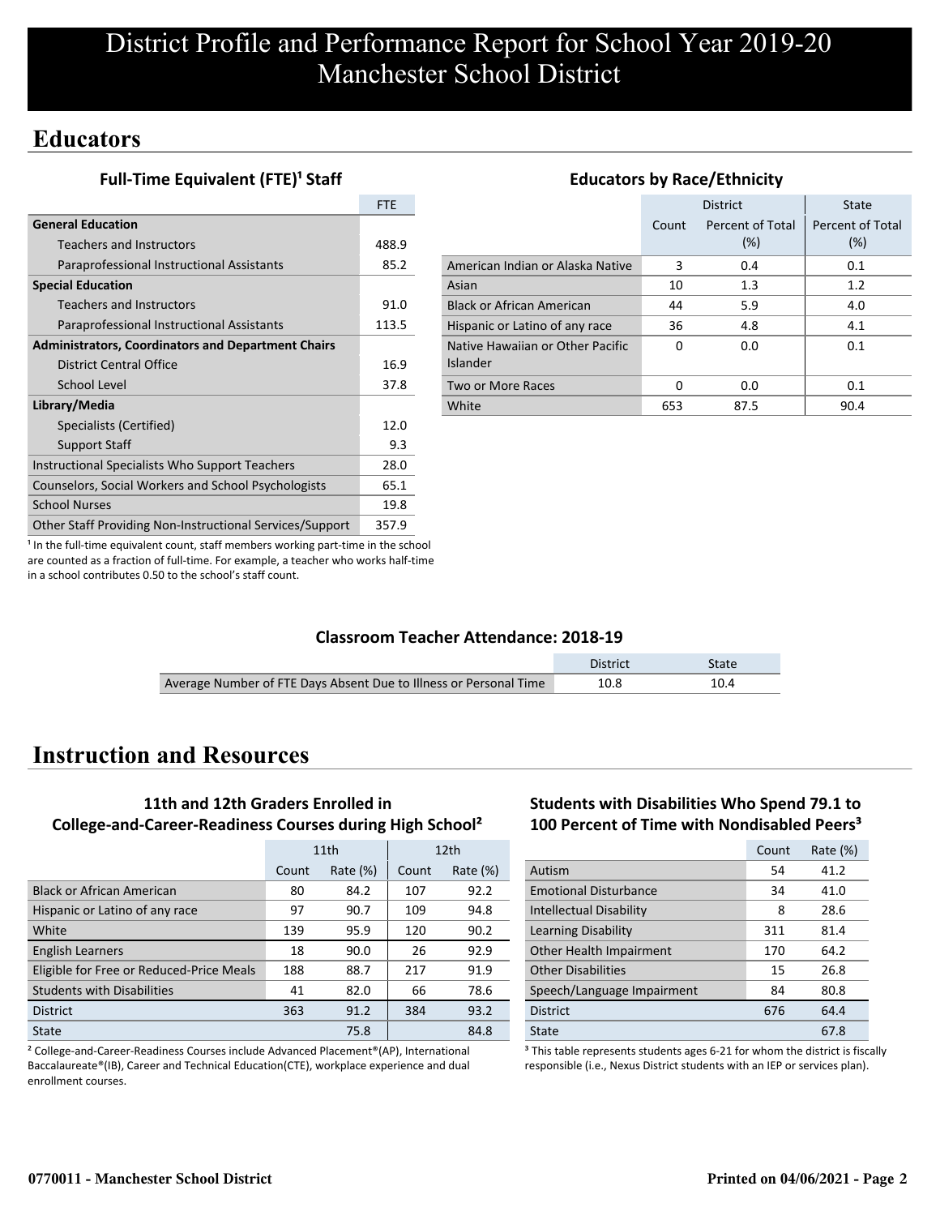# District Profile and Performance Report for School Year 2019-20
# Manchester School District

## Educators

### Full-Time Equivalent (FTE)[1] Staff

| | FTE |
|---|---|
| **General Education** | |
| Teachers and Instructors | 488.9 |
| Paraprofessional Instructional Assistants | 85.2 |
| **Special Education** | |
| Teachers and Instructors | 91.0 |
| Paraprofessional Instructional Assistants | 113.5 |
| **Administrators, Coordinators and Department Chairs** | |
| District Central Office | 16.9 |
| School Level | 37.8 |
| **Library/Media** | |
| Specialists (Certified) | 12.0 |
| Support Staff | 9.3 |
| Instructional Specialists Who Support Teachers | 28.0 |
| Counselors, Social Workers and School Psychologists | 65.1 |
| School Nurses | 19.8 |
| Other Staff Providing Non-Instructional Services/Support | 357.9 |

[1] In the full-time equivalent count, staff members working part-time in the school are counted as a fraction of full-time. For example, a teacher who works half-time in a school contributes 0.50 to the school's staff count.

### Educators by Race/Ethnicity

| | District | | State |
|---|---|---|---|
| | Count | Percent of Total (%) | Percent of Total (%) |
| American Indian or Alaska Native | 3 | 0.4 | 0.1 |
| Asian | 10 | 1.3 | 1.2 |
| Black or African American | 44 | 5.9 | 4.0 |
| Hispanic or Latino of any race | 36 | 4.8 | 4.1 |
| Native Hawaiian or Other Pacific Islander | 0 | 0.0 | 0.1 |
| Two or More Races | 0 | 0.0 | 0.1 |
| White | 653 | 87.5 | 90.4 |

### Classroom Teacher Attendance: 2018-19

| | District | State |
|---|---|---|
| Average Number of FTE Days Absent Due to Illness or Personal Time | 10.8 | 10.4 |

## Instruction and Resources

### 11th and 12th Graders Enrolled in College-and-Career-Readiness Courses during High School[2]

| | 11th | | 12th | |
|---|---|---|---|---|
| | Count | Rate (%) | Count | Rate (%) |
| Black or African American | 80 | 84.2 | 107 | 92.2 |
| Hispanic or Latino of any race | 97 | 90.7 | 109 | 94.8 |
| White | 139 | 95.9 | 120 | 90.2 |
| English Learners | 18 | 90.0 | 26 | 92.9 |
| Eligible for Free or Reduced-Price Meals | 188 | 88.7 | 217 | 91.9 |
| Students with Disabilities | 41 | 82.0 | 66 | 78.6 |
| District | 363 | 91.2 | 384 | 93.2 |
| State | | 75.8 | | 84.8 |

[2] College-and-Career-Readiness Courses include Advanced Placement®(AP), International Baccalaureate®(IB), Career and Technical Education(CTE), workplace experience and dual enrollment courses.

### Students with Disabilities Who Spend 79.1 to 100 Percent of Time with Nondisabled Peers[3]

| | Count | Rate (%) |
|---|---|---|
| Autism | 54 | 41.2 |
| Emotional Disturbance | 34 | 41.0 |
| Intellectual Disability | 8 | 28.6 |
| Learning Disability | 311 | 81.4 |
| Other Health Impairment | 170 | 64.2 |
| Other Disabilities | 15 | 26.8 |
| Speech/Language Impairment | 84 | 80.8 |
| District | 676 | 64.4 |
| State | | 67.8 |

[3] This table represents students ages 6-21 for whom the district is fiscally responsible (i.e., Nexus District students with an IEP or services plan).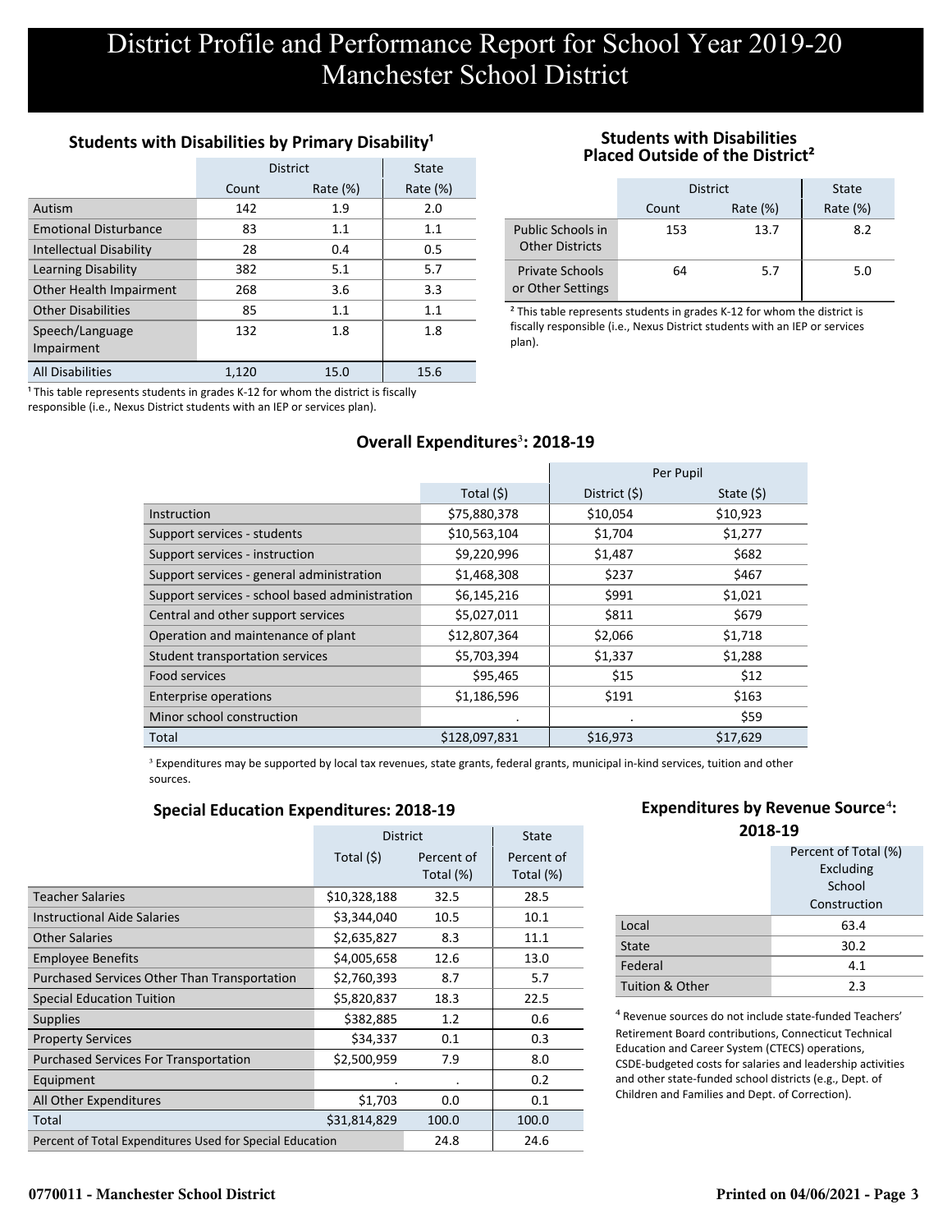# District Profile and Performance Report for School Year 2019-20
# Manchester School District

### Students with Disabilities by Primary Disability[1]

| | District | | State |
|---|---|---|---|
| | Count | Rate (%) | Rate (%) |
| Autism | 142 | 1.9 | 2.0 |
| Emotional Disturbance | 83 | 1.1 | 1.1 |
| Intellectual Disability | 28 | 0.4 | 0.5 |
| Learning Disability | 382 | 5.1 | 5.7 |
| Other Health Impairment | 268 | 3.6 | 3.3 |
| Other Disabilities | 85 | 1.1 | 1.1 |
| Speech/Language Impairment | 132 | 1.8 | 1.8 |
| All Disabilities | 1,120 | 15.0 | 15.6 |

[1] This table represents students in grades K-12 for whom the district is fiscally responsible (i.e., Nexus District students with an IEP or services plan).

### Students with Disabilities Placed Outside of the District[2]

| | District | | State |
|---|---|---|---|
| | Count | Rate (%) | Rate (%) |
| Public Schools in Other Districts | 153 | 13.7 | 8.2 |
| Private Schools or Other Settings | 64 | 5.7 | 5.0 |

[2] This table represents students in grades K-12 for whom the district is fiscally responsible (i.e., Nexus District students with an IEP or services plan).

### Overall Expenditures[3]: 2018-19

| | | Per Pupil | |
|---|---|---|---|
| | Total ($) | District ($) | State ($) |
| Instruction | $75,880,378 | $10,054 | $10,923 |
| Support services - students | $10,563,104 | $1,704 | $1,277 |
| Support services - instruction | $9,220,996 | $1,487 | $682 |
| Support services - general administration | $1,468,308 | $237 | $467 |
| Support services - school based administration | $6,145,216 | $991 | $1,021 |
| Central and other support services | $5,027,011 | $811 | $679 |
| Operation and maintenance of plant | $12,807,364 | $2,066 | $1,718 |
| Student transportation services | $5,703,394 | $1,337 | $1,288 |
| Food services | $95,465 | $15 | $12 |
| Enterprise operations | $1,186,596 | $191 | $163 |
| Minor school construction | . | . | $59 |
| Total | $128,097,831 | $16,973 | $17,629 |

[3] Expenditures may be supported by local tax revenues, state grants, federal grants, municipal in-kind services, tuition and other sources.

### Special Education Expenditures: 2018-19

| | District | | State |
|---|---|---|---|
| | Total ($) | Percent of Total (%) | Percent of Total (%) |
| Teacher Salaries | $10,328,188 | 32.5 | 28.5 |
| Instructional Aide Salaries | $3,344,040 | 10.5 | 10.1 |
| Other Salaries | $2,635,827 | 8.3 | 11.1 |
| Employee Benefits | $4,005,658 | 12.6 | 13.0 |
| Purchased Services Other Than Transportation | $2,760,393 | 8.7 | 5.7 |
| Special Education Tuition | $5,820,837 | 18.3 | 22.5 |
| Supplies | $382,885 | 1.2 | 0.6 |
| Property Services | $34,337 | 0.1 | 0.3 |
| Purchased Services For Transportation | $2,500,959 | 7.9 | 8.0 |
| Equipment | . | . | 0.2 |
| All Other Expenditures | $1,703 | 0.0 | 0.1 |
| Total | $31,814,829 | 100.0 | 100.0 |
| Percent of Total Expenditures Used for Special Education | | 24.8 | 24.6 |

### Expenditures by Revenue Source[4]: 2018-19

| | Percent of Total (%) Excluding School Construction |
|---|---|
| Local | 63.4 |
| State | 30.2 |
| Federal | 4.1 |
| Tuition & Other | 2.3 |

[4] Revenue sources do not include state-funded Teachers' Retirement Board contributions, Connecticut Technical Education and Career System (CTECS) operations, CSDE-budgeted costs for salaries and leadership activities and other state-funded school districts (e.g., Dept. of Children and Families and Dept. of Correction).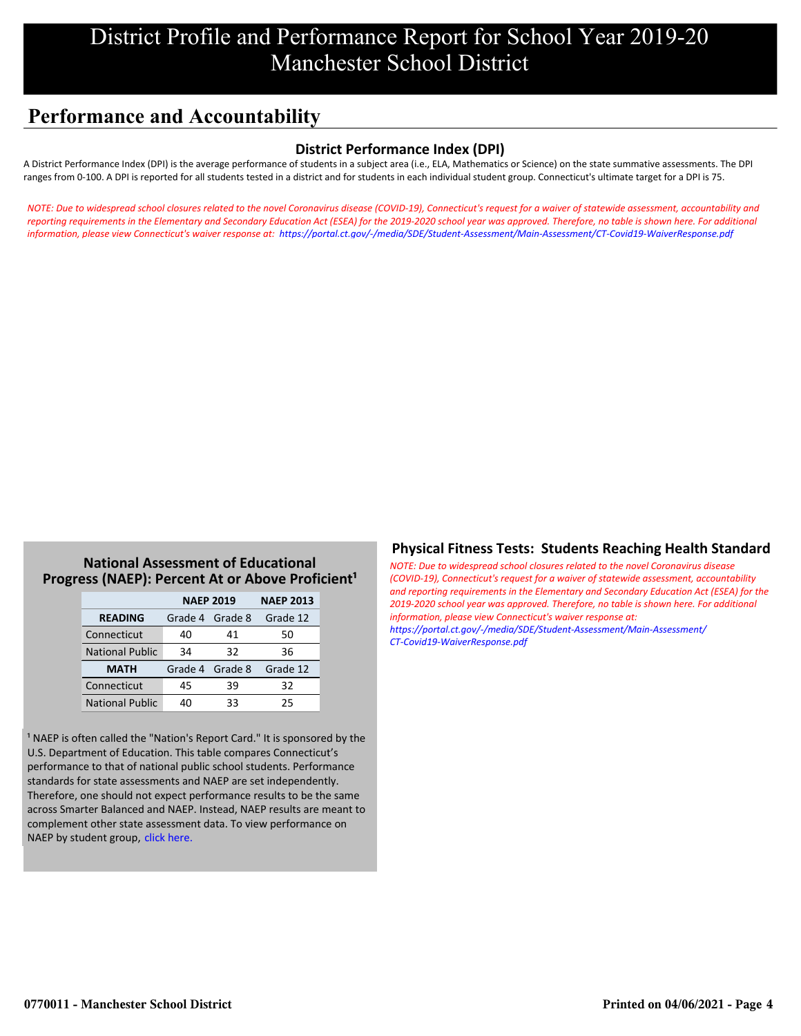# District Profile and Performance Report for School Year 2019-20
# Manchester School District

## Performance and Accountability

### District Performance Index (DPI)

A District Performance Index (DPI) is the average performance of students in a subject area (i.e., ELA, Mathematics or Science) on the state summative assessments. The DPI ranges from 0-100. A DPI is reported for all students tested in a district and for students in each individual student group. Connecticut's ultimate target for a DPI is 75.

*NOTE: Due to widespread school closures related to the novel Coronavirus disease (COVID-19), Connecticut's request for a waiver of statewide assessment, accountability and reporting requirements in the Elementary and Secondary Education Act (ESEA) for the 2019-2020 school year was approved. Therefore, no table is shown here. For additional information, please view Connecticut's waiver response at: https://portal.ct.gov/-/media/SDE/Student-Assessment/Main-Assessment/CT-Covid19-WaiverResponse.pdf*

### National Assessment of Educational Progress (NAEP): Percent At or Above Proficient[1]

| | NAEP 2019 | | NAEP 2013 |
|---|---|---|---|
| **READING** | Grade 4 | Grade 8 | Grade 12 |
| Connecticut | 40 | 41 | 50 |
| National Public | 34 | 32 | 36 |
| **MATH** | Grade 4 | Grade 8 | Grade 12 |
| Connecticut | 45 | 39 | 32 |
| National Public | 40 | 33 | 25 |

[1] NAEP is often called the "Nation's Report Card." It is sponsored by the U.S. Department of Education. This table compares Connecticut's performance to that of national public school students. Performance standards for state assessments and NAEP are set independently. Therefore, one should not expect performance results to be the same across Smarter Balanced and NAEP. Instead, NAEP results are meant to complement other state assessment data. To view performance on NAEP by student group, click here.

### Physical Fitness Tests: Students Reaching Health Standard

*NOTE: Due to widespread school closures related to the novel Coronavirus disease (COVID-19), Connecticut's request for a waiver of statewide assessment, accountability and reporting requirements in the Elementary and Secondary Education Act (ESEA) for the 2019-2020 school year was approved. Therefore, no table is shown here. For additional information, please view Connecticut's waiver response at: https://portal.ct.gov/-/media/SDE/Student-Assessment/Main-Assessment/CT-Covid19-WaiverResponse.pdf*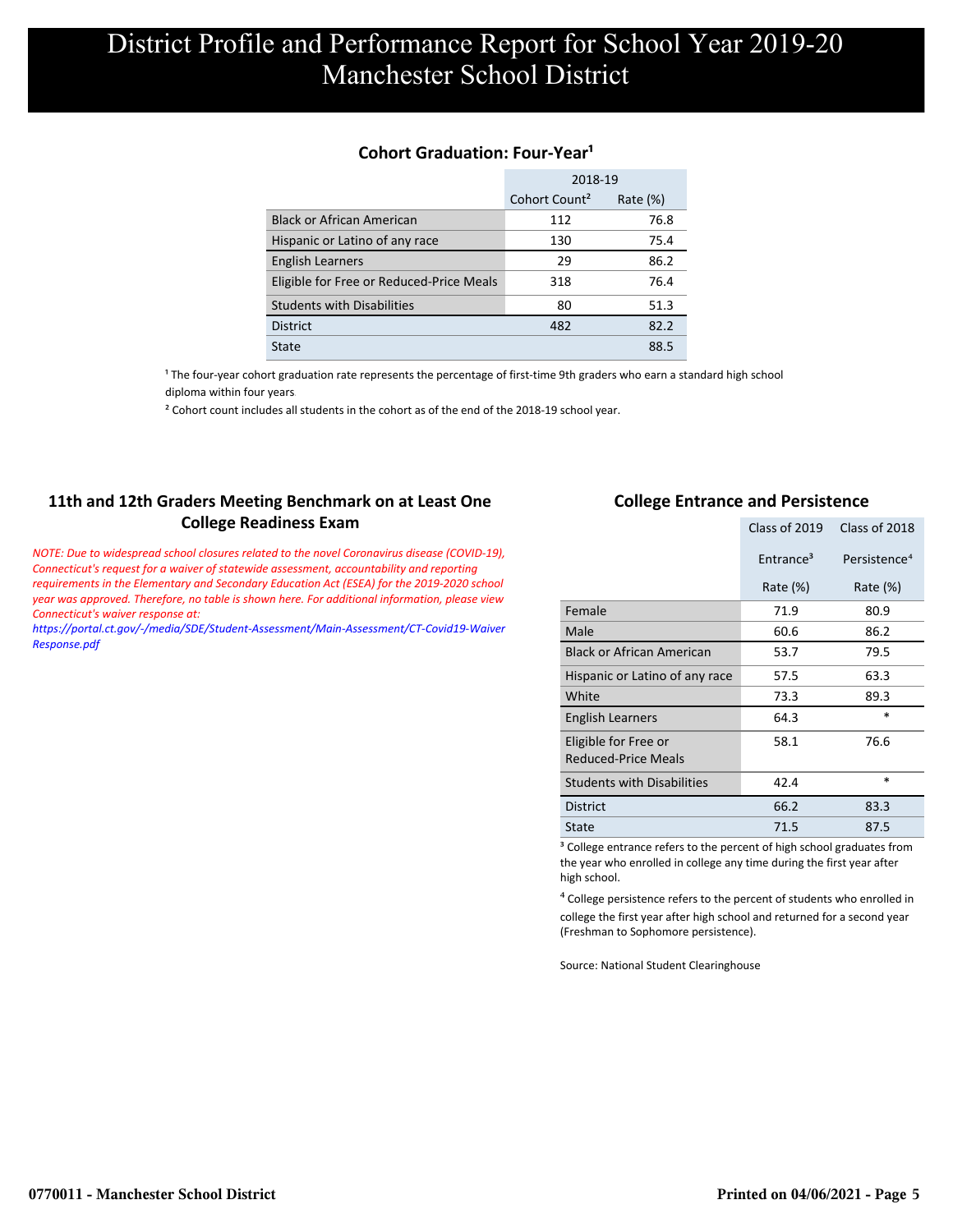# District Profile and Performance Report for School Year 2019-20
# Manchester School District

## Cohort Graduation: Four-Year[1]

| | 2018-19 | |
|---|---|---|
| | Cohort Count[2] | Rate (%) |
| Black or African American | 112 | 76.8 |
| Hispanic or Latino of any race | 130 | 75.4 |
| English Learners | 29 | 86.2 |
| Eligible for Free or Reduced-Price Meals | 318 | 76.4 |
| Students with Disabilities | 80 | 51.3 |
| District | 482 | 82.2 |
| State | | 88.5 |

[1] The four-year cohort graduation rate represents the percentage of first-time 9th graders who earn a standard high school diploma within four years

[2] Cohort count includes all students in the cohort as of the end of the 2018-19 school year.

## 11th and 12th Graders Meeting Benchmark on at Least One College Readiness Exam

*NOTE: Due to widespread school closures related to the novel Coronavirus disease (COVID-19), Connecticut's request for a waiver of statewide assessment, accountability and reporting requirements in the Elementary and Secondary Education Act (ESEA) for the 2019-2020 school year was approved. Therefore, no table is shown here. For additional information, please view Connecticut's waiver response at:*
*https://portal.ct.gov/-/media/SDE/Student-Assessment/Main-Assessment/CT-Covid19-Waiver Response.pdf*

## College Entrance and Persistence

| | Class of 2019 | Class of 2018 |
|---|---|---|
| | Entrance[3] | Persistence[4] |
| | Rate (%) | Rate (%) |
| Female | 71.9 | 80.9 |
| Male | 60.6 | 86.2 |
| Black or African American | 53.7 | 79.5 |
| Hispanic or Latino of any race | 57.5 | 63.3 |
| White | 73.3 | 89.3 |
| English Learners | 64.3 | * |
| Eligible for Free or Reduced-Price Meals | 58.1 | 76.6 |
| Students with Disabilities | 42.4 | * |
| District | 66.2 | 83.3 |
| State | 71.5 | 87.5 |

[3] College entrance refers to the percent of high school graduates from the year who enrolled in college any time during the first year after high school.

[4] College persistence refers to the percent of students who enrolled in college the first year after high school and returned for a second year (Freshman to Sophomore persistence).

Source: National Student Clearinghouse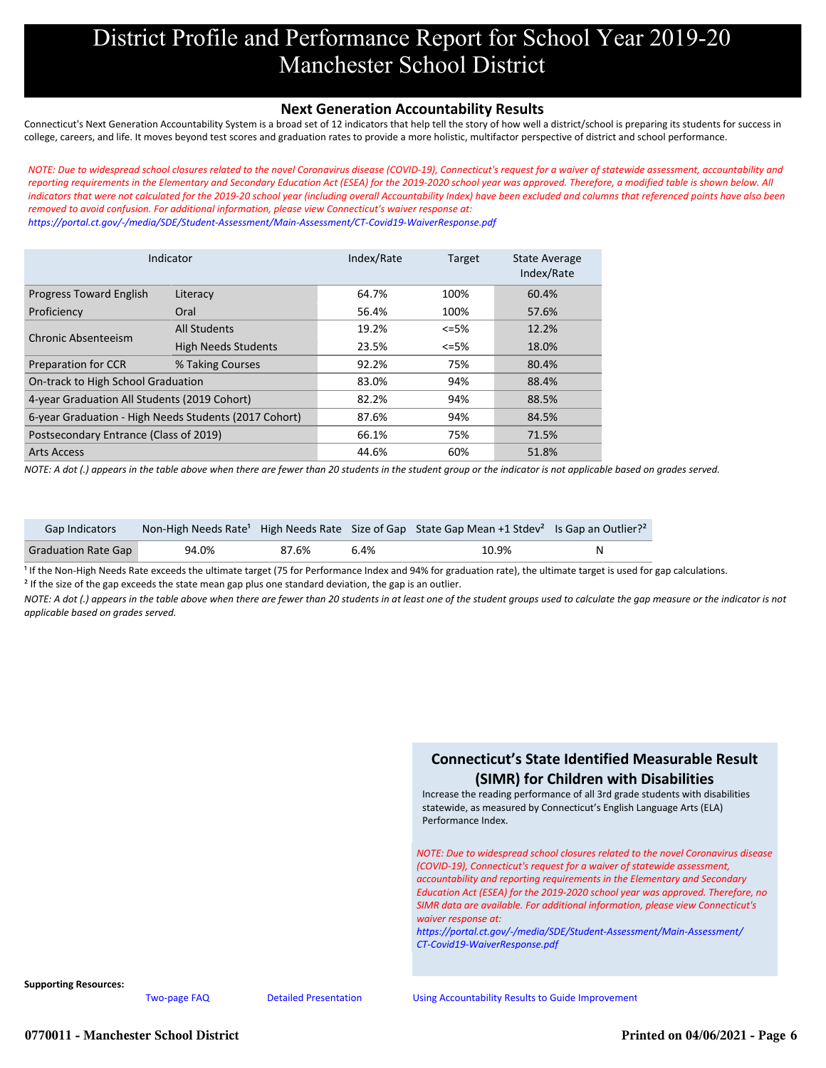# District Profile and Performance Report for School Year 2019-20
# Manchester School District

## Next Generation Accountability Results

Connecticut's Next Generation Accountability System is a broad set of 12 indicators that help tell the story of how well a district/school is preparing its students for success in college, careers, and life. It moves beyond test scores and graduation rates to provide a more holistic, multifactor perspective of district and school performance.

*NOTE: Due to widespread school closures related to the novel Coronavirus disease (COVID-19), Connecticut's request for a waiver of statewide assessment, accountability and reporting requirements in the Elementary and Secondary Education Act (ESEA) for the 2019-2020 school year was approved. Therefore, a modified table is shown below. All indicators that were not calculated for the 2019-20 school year (including overall Accountability Index) have been excluded and columns that referenced points have also been removed to avoid confusion. For additional information, please view Connecticut's waiver response at: https://portal.ct.gov/-/media/SDE/Student-Assessment/Main-Assessment/CT-Covid19-WaiverResponse.pdf*

| Indicator | | Index/Rate | Target | State Average Index/Rate |
|---|---|---|---|---|
| Progress Toward English Proficiency | Literacy | 64.7% | 100% | 60.4% |
| | Oral | 56.4% | 100% | 57.6% |
| Chronic Absenteeism | All Students | 19.2% | <=5% | 12.2% |
| | High Needs Students | 23.5% | <=5% | 18.0% |
| Preparation for CCR | % Taking Courses | 92.2% | 75% | 80.4% |
| On-track to High School Graduation | | 83.0% | 94% | 88.4% |
| 4-year Graduation All Students (2019 Cohort) | | 82.2% | 94% | 88.5% |
| 6-year Graduation - High Needs Students (2017 Cohort) | | 87.6% | 94% | 84.5% |
| Postsecondary Entrance (Class of 2019) | | 66.1% | 75% | 71.5% |
| Arts Access | | 44.6% | 60% | 51.8% |

*NOTE: A dot (.) appears in the table above when there are fewer than 20 students in the student group or the indicator is not applicable based on grades served.*

| Gap Indicators | Non-High Needs Rate[1] | High Needs Rate | Size of Gap | State Gap Mean +1 Stdev[2] | Is Gap an Outlier?[2] |
|---|---|---|---|---|---|
| Graduation Rate Gap | 94.0% | 87.6% | 6.4% | 10.9% | N |

[1] If the Non-High Needs Rate exceeds the ultimate target (75 for Performance Index and 94% for graduation rate), the ultimate target is used for gap calculations.

[2] If the size of the gap exceeds the state mean gap plus one standard deviation, the gap is an outlier.

*NOTE: A dot (.) appears in the table above when there are fewer than 20 students in at least one of the student groups used to calculate the gap measure or the indicator is not applicable based on grades served.*

## Connecticut's State Identified Measurable Result (SIMR) for Children with Disabilities

Increase the reading performance of all 3rd grade students with disabilities statewide, as measured by Connecticut's English Language Arts (ELA) Performance Index.

*NOTE: Due to widespread school closures related to the novel Coronavirus disease (COVID-19), Connecticut's request for a waiver of statewide assessment, accountability and reporting requirements in the Elementary and Secondary Education Act (ESEA) for the 2019-2020 school year was approved. Therefore, no SIMR data are available. For additional information, please view Connecticut's waiver response at: https://portal.ct.gov/-/media/SDE/Student-Assessment/Main-Assessment/CT-Covid19-WaiverResponse.pdf*

**Supporting Resources:**

Two-page FAQ | Detailed Presentation | Using Accountability Results to Guide Improvement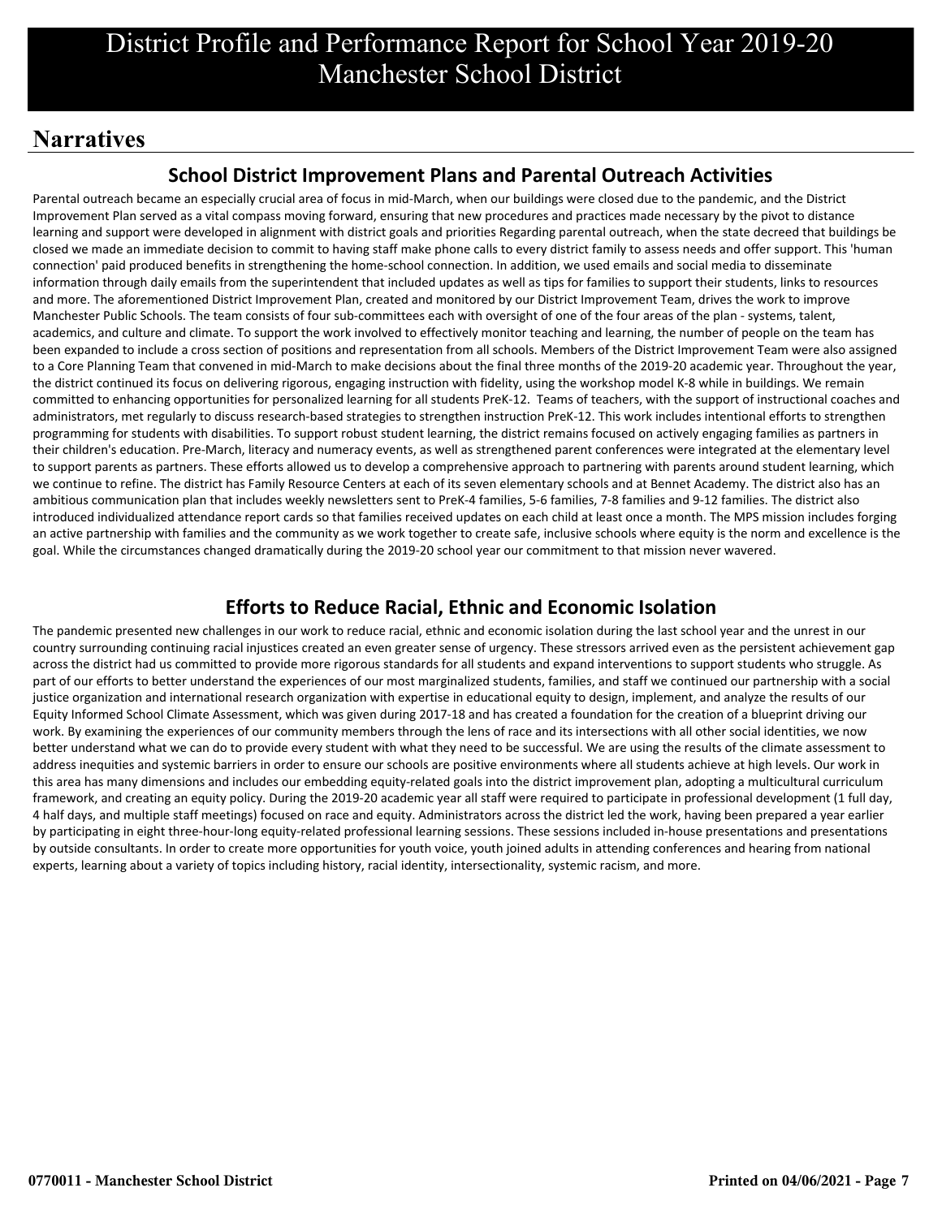# District Profile and Performance Report for School Year 2019-20
# Manchester School District

## Narratives

### School District Improvement Plans and Parental Outreach Activities

Parental outreach became an especially crucial area of focus in mid-March, when our buildings were closed due to the pandemic, and the District Improvement Plan served as a vital compass moving forward, ensuring that new procedures and practices made necessary by the pivot to distance learning and support were developed in alignment with district goals and priorities Regarding parental outreach, when the state decreed that buildings be closed we made an immediate decision to commit to having staff make phone calls to every district family to assess needs and offer support. This 'human connection' paid produced benefits in strengthening the home-school connection. In addition, we used emails and social media to disseminate information through daily emails from the superintendent that included updates as well as tips for families to support their students, links to resources and more. The aforementioned District Improvement Plan, created and monitored by our District Improvement Team, drives the work to improve Manchester Public Schools. The team consists of four sub-committees each with oversight of one of the four areas of the plan - systems, talent, academics, and culture and climate. To support the work involved to effectively monitor teaching and learning, the number of people on the team has been expanded to include a cross section of positions and representation from all schools. Members of the District Improvement Team were also assigned to a Core Planning Team that convened in mid-March to make decisions about the final three months of the 2019-20 academic year. Throughout the year, the district continued its focus on delivering rigorous, engaging instruction with fidelity, using the workshop model K-8 while in buildings. We remain committed to enhancing opportunities for personalized learning for all students PreK-12. Teams of teachers, with the support of instructional coaches and administrators, met regularly to discuss research-based strategies to strengthen instruction PreK-12. This work includes intentional efforts to strengthen programming for students with disabilities. To support robust student learning, the district remains focused on actively engaging families as partners in their children's education. Pre-March, literacy and numeracy events, as well as strengthened parent conferences were integrated at the elementary level to support parents as partners. These efforts allowed us to develop a comprehensive approach to partnering with parents around student learning, which we continue to refine. The district has Family Resource Centers at each of its seven elementary schools and at Bennet Academy. The district also has an ambitious communication plan that includes weekly newsletters sent to PreK-4 families, 5-6 families, 7-8 families and 9-12 families. The district also introduced individualized attendance report cards so that families received updates on each child at least once a month. The MPS mission includes forging an active partnership with families and the community as we work together to create safe, inclusive schools where equity is the norm and excellence is the goal. While the circumstances changed dramatically during the 2019-20 school year our commitment to that mission never wavered.

### Efforts to Reduce Racial, Ethnic and Economic Isolation

The pandemic presented new challenges in our work to reduce racial, ethnic and economic isolation during the last school year and the unrest in our country surrounding continuing racial injustices created an even greater sense of urgency. These stressors arrived even as the persistent achievement gap across the district had us committed to provide more rigorous standards for all students and expand interventions to support students who struggle. As part of our efforts to better understand the experiences of our most marginalized students, families, and staff we continued our partnership with a social justice organization and international research organization with expertise in educational equity to design, implement, and analyze the results of our Equity Informed School Climate Assessment, which was given during 2017-18 and has created a foundation for the creation of a blueprint driving our work. By examining the experiences of our community members through the lens of race and its intersections with all other social identities, we now better understand what we can do to provide every student with what they need to be successful. We are using the results of the climate assessment to address inequities and systemic barriers in order to ensure our schools are positive environments where all students achieve at high levels. Our work in this area has many dimensions and includes our embedding equity-related goals into the district improvement plan, adopting a multicultural curriculum framework, and creating an equity policy. During the 2019-20 academic year all staff were required to participate in professional development (1 full day, 4 half days, and multiple staff meetings) focused on race and equity. Administrators across the district led the work, having been prepared a year earlier by participating in eight three-hour-long equity-related professional learning sessions. These sessions included in-house presentations and presentations by outside consultants. In order to create more opportunities for youth voice, youth joined adults in attending conferences and hearing from national experts, learning about a variety of topics including history, racial identity, intersectionality, systemic racism, and more.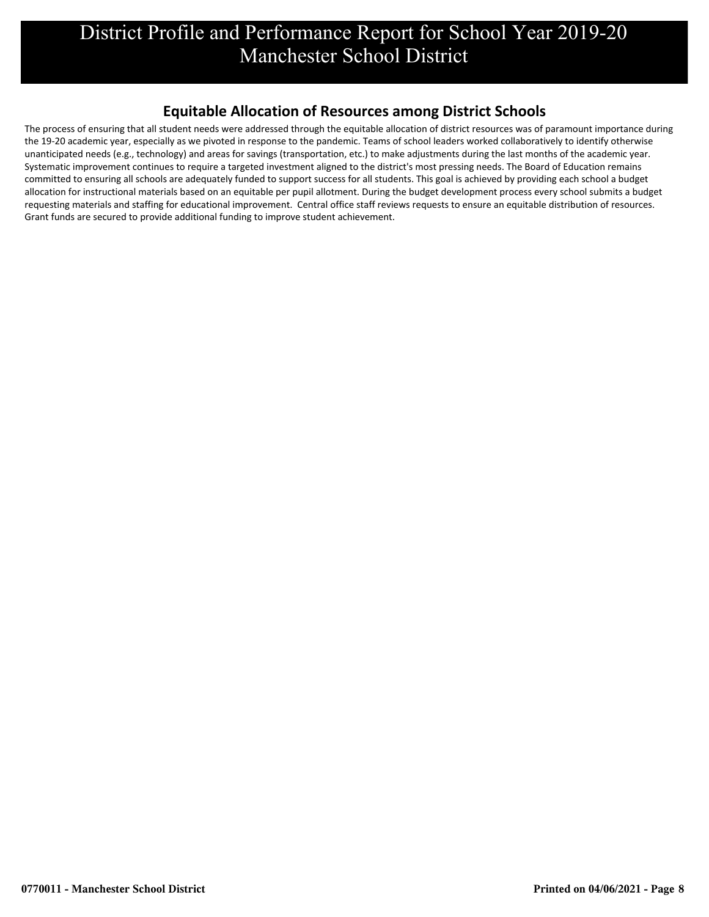## Equitable Allocation of Resources among District Schools

The process of ensuring that all student needs were addressed through the equitable allocation of district resources was of paramount importance during the 19-20 academic year, especially as we pivoted in response to the pandemic. Teams of school leaders worked collaboratively to identify otherwise unanticipated needs (e.g., technology) and areas for savings (transportation, etc.) to make adjustments during the last months of the academic year. Systematic improvement continues to require a targeted investment aligned to the district's most pressing needs. The Board of Education remains committed to ensuring all schools are adequately funded to support success for all students. This goal is achieved by providing each school a budget allocation for instructional materials based on an equitable per pupil allotment. During the budget development process every school submits a budget requesting materials and staffing for educational improvement. Central office staff reviews requests to ensure an equitable distribution of resources. Grant funds are secured to provide additional funding to improve student achievement.